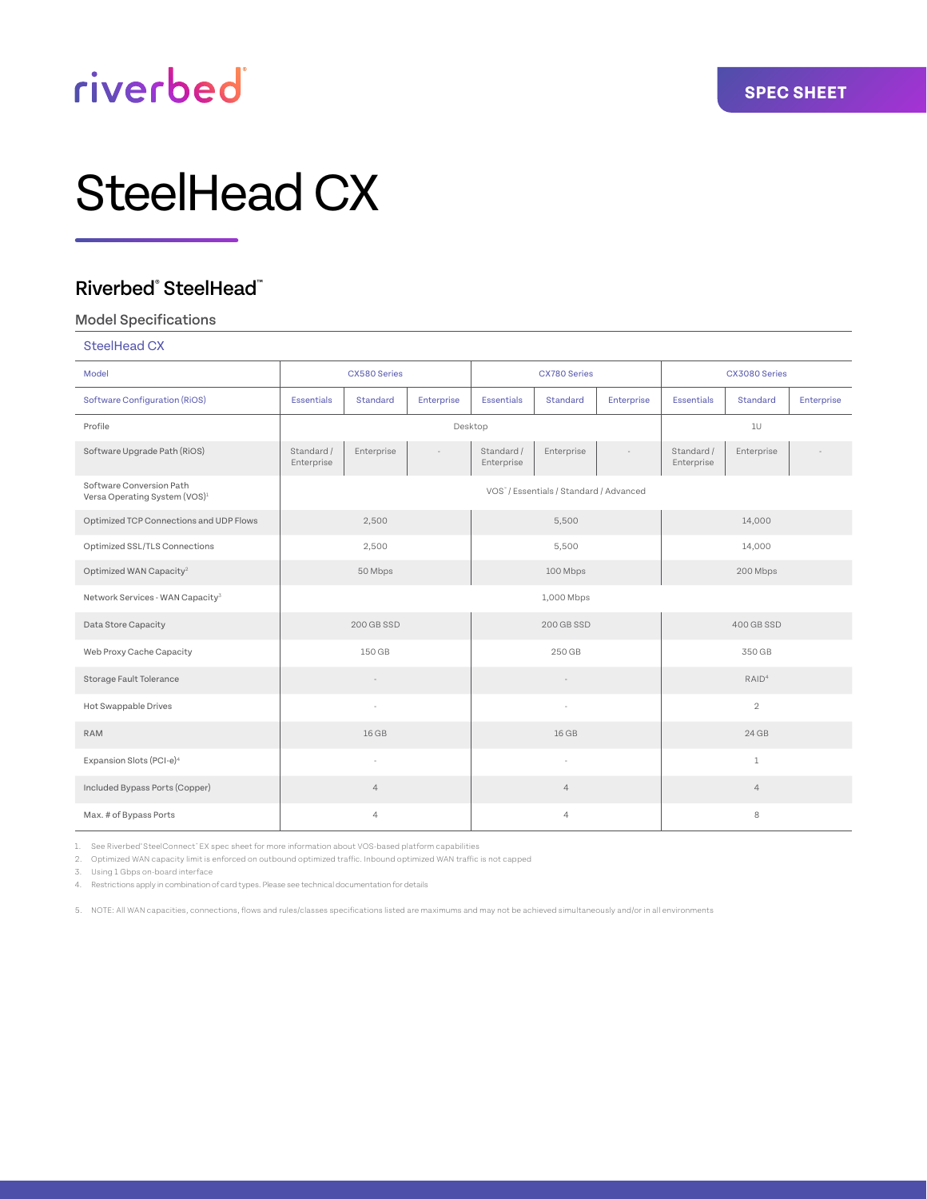riverbed®

SPEC SHEET

# SteelHead CX

## Riverbed® SteelHead™

### Model Specifications

SteelHead CX

| Model | CX580 Series | | | CX780 Series | | | CX3080 Series | | |
|---|---|---|---|---|---|---|---|---|---|
| Software Configuration (RiOS) | Essentials | Standard | Enterprise | Essentials | Standard | Enterprise | Essentials | Standard | Enterprise |
| Profile | Desktop | | | | | | 1U | | |
| Software Upgrade Path (RiOS) | Standard / Enterprise | Enterprise | - | Standard / Enterprise | Enterprise | - | Standard / Enterprise | Enterprise | - |
| Software Conversion Path Versa Operating System (VOS)[1] | VOS™ / Essentials / Standard / Advanced | | | | | | | | |
| Optimized TCP Connections and UDP Flows | 2,500 | | | 5,500 | | | 14,000 | | |
| Optimized SSL/TLS Connections | 2,500 | | | 5,500 | | | 14,000 | | |
| Optimized WAN Capacity[2] | 50 Mbps | | | 100 Mbps | | | 200 Mbps | | |
| Network Services - WAN Capacity[3] | 1,000 Mbps | | | | | | | | |
| Data Store Capacity | 200 GB SSD | | | 200 GB SSD | | | 400 GB SSD | | |
| Web Proxy Cache Capacity | 150 GB | | | 250 GB | | | 350 GB | | |
| Storage Fault Tolerance | - | | | - | | | RAID[4] | | |
| Hot Swappable Drives | - | | | - | | | 2 | | |
| RAM | 16 GB | | | 16 GB | | | 24 GB | | |
| Expansion Slots (PCI-e)[4] | - | | | - | | | 1 | | |
| Included Bypass Ports (Copper) | 4 | | | 4 | | | 4 | | |
| Max. # of Bypass Ports | 4 | | | 4 | | | 8 | | |

1. See Riverbed® SteelConnect™ EX spec sheet for more information about VOS-based platform capabilities
2. Optimized WAN capacity limit is enforced on outbound optimized traffic. Inbound optimized WAN traffic is not capped
3. Using 1 Gbps on-board interface
4. Restrictions apply in combination of card types. Please see technical documentation for details

5. NOTE: All WAN capacities, connections, flows and rules/classes specifications listed are maximums and may not be achieved simultaneously and/or in all environments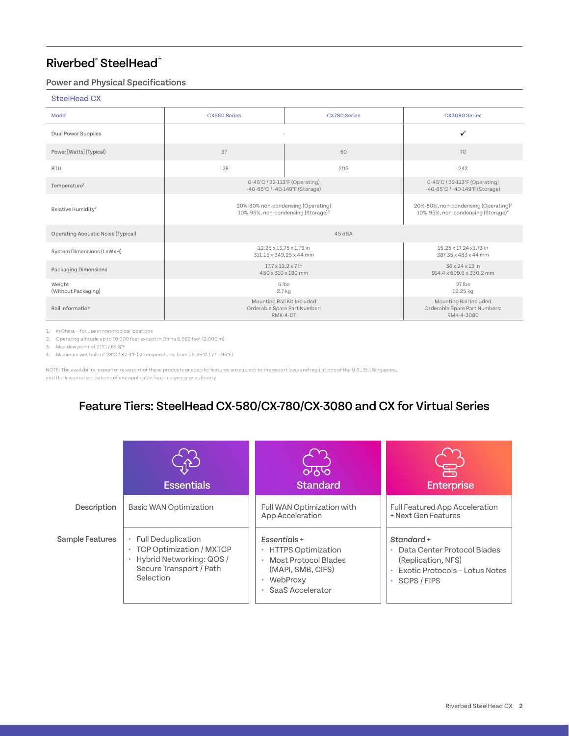# Riverbed® SteelHead™

## Power and Physical Specifications

### SteelHead CX

| Model | CX580 Series | CX780 Series | CX3080 Series |
| --- | --- | --- | --- |
| Dual Power Supplies | - | | ✓ |
| Power [Watts] (Typical) | 37 | 60 | 70 |
| BTU | 128 | 205 | 242 |
| Temperature[1] | 0-45°C / 32-113°F (Operating) -40-65°C / -40-149°F (Storage) | | 0-45°C / 32-113°F (Operating) -40-65°C / -40-149°F (Storage) |
| Relative Humidity[2] | 20%-80% non-condensing (Operating) 10%-95%, non-condensing (Storage)[3] | | 20%-80%, non-condensing (Operating)[3] 10%-95%, non-condensing (Storage)[4] |
| Operating Acoustic Noise (Typical) | 45 dBA | | |
| System Dimensions (LxWxH) | 12.25 x 13.75 x 1.73 in 311.15 x 349.25 x 44 mm | | 15.25 x 17.24 x1.73 in 387.35 x 483 x 44 mm |
| Packaging Dimensions | 17.7 x 12.2 x 7 in 450 x 310 x 180 mm | | 36 x 24 x 13 in 914.4 x 609.6 x 330.2 mm |
| Weight (Without Packaging) | 6 lbs 2.7 kg | | 27 lbs 12.25 kg |
| Rail Information | Mounting Rail Kit Included Orderable Spare Part Number: RMK-4-DT | | Mounting Rail Included Orderable Spare Part Numbers: RMK-4-3080 |

1. In China – for use in non-tropical locations
2. Operating altitude up to 10,000 feet except in China 6,562 feet (2,000 m)
3. Max dew point of 21°C / 69.8°F
4. Maximum wet bulb of 28°C / 82.4°F (at temperatures from 25-35°C / 77 – 95°F)

NOTE: The availability, export or re-export of these products or specific features are subject to the export laws and regulations of the U.S., EU, Singapore, and the laws and regulations of any applicable foreign agency or authority

## Feature Tiers: SteelHead CX-580/CX-780/CX-3080 and CX for Virtual Series

| | Essentials | Standard | Enterprise |
| --- | --- | --- | --- |
| Description | Basic WAN Optimization | Full WAN Optimization with App Acceleration | Full Featured App Acceleration + Next Gen Features |
| Sample Features | • Full Deduplication<br>• TCP Optimization / MXTCP<br>• Hybrid Networking: QOS / Secure Transport / Path Selection | *Essentials +*<br>• HTTPS Optimization<br>• Most Protocol Blades (MAPI, SMB, CIFS)<br>• WebProxy<br>• SaaS Accelerator | *Standard +*<br>• Data Center Protocol Blades (Replication, NFS)<br>• Exotic Protocols – Lotus Notes<br>• SCPS / FIPS |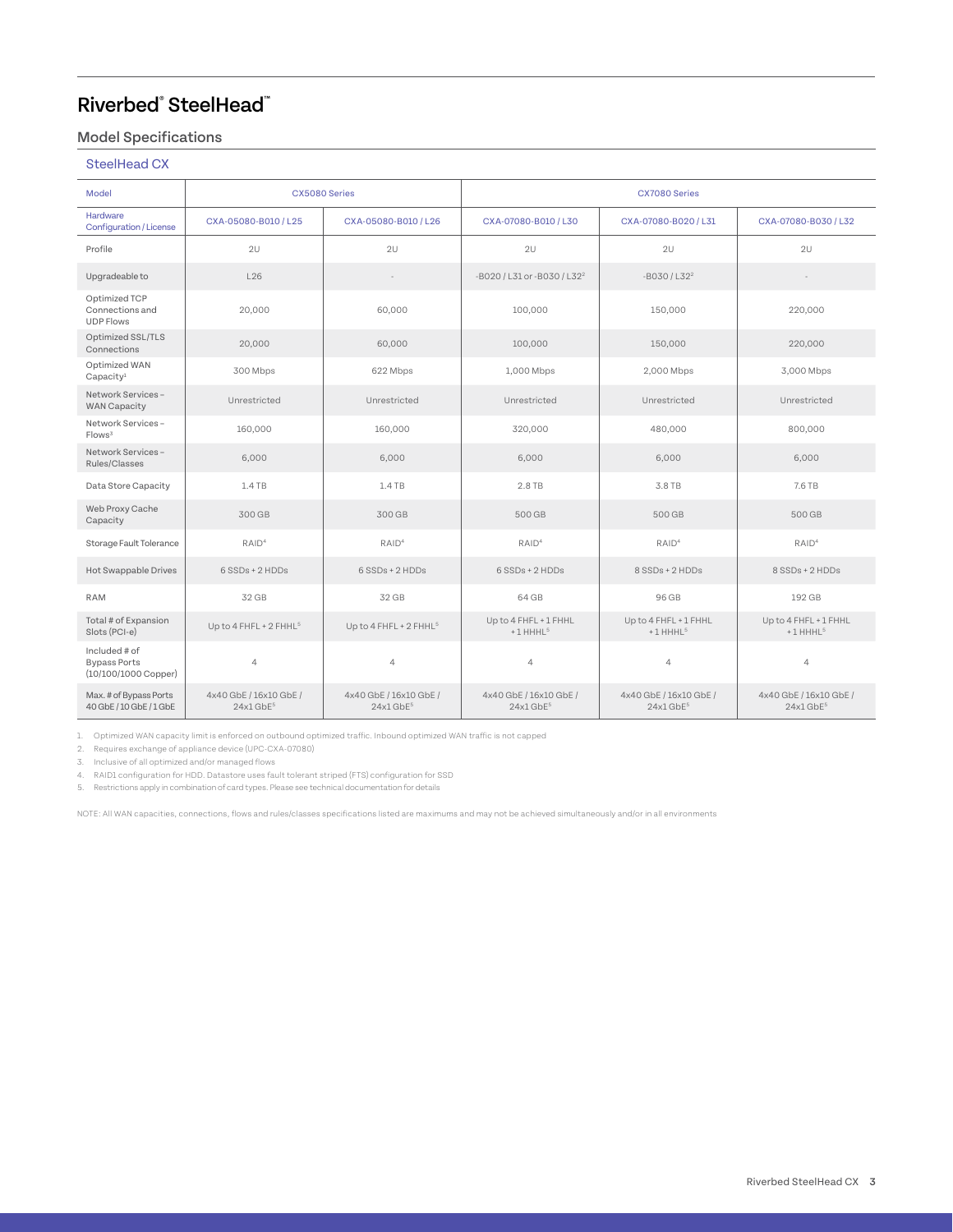# Riverbed® SteelHead™

## Model Specifications

### SteelHead CX

| Model | CX5080 Series | | CX7080 Series | | |
|---|---|---|---|---|---|
| Hardware Configuration / License | CXA-05080-B010 / L25 | CXA-05080-B010 / L26 | CXA-07080-B010 / L30 | CXA-07080-B020 / L31 | CXA-07080-B030 / L32 |
| Profile | 2U | 2U | 2U | 2U | 2U |
| Upgradeable to | L26 | - | -B020 / L31 or -B030 / L32[2] | -B030 / L32[2] | - |
| Optimized TCP Connections and UDP Flows | 20,000 | 60,000 | 100,000 | 150,000 | 220,000 |
| Optimized SSL/TLS Connections | 20,000 | 60,000 | 100,000 | 150,000 | 220,000 |
| Optimized WAN Capacity[1] | 300 Mbps | 622 Mbps | 1,000 Mbps | 2,000 Mbps | 3,000 Mbps |
| Network Services – WAN Capacity | Unrestricted | Unrestricted | Unrestricted | Unrestricted | Unrestricted |
| Network Services – Flows[3] | 160,000 | 160,000 | 320,000 | 480,000 | 800,000 |
| Network Services – Rules/Classes | 6,000 | 6,000 | 6,000 | 6,000 | 6,000 |
| Data Store Capacity | 1.4 TB | 1.4 TB | 2.8 TB | 3.8 TB | 7.6 TB |
| Web Proxy Cache Capacity | 300 GB | 300 GB | 500 GB | 500 GB | 500 GB |
| Storage Fault Tolerance | RAID[4] | RAID[4] | RAID[4] | RAID[4] | RAID[4] |
| Hot Swappable Drives | 6 SSDs + 2 HDDs | 6 SSDs + 2 HDDs | 6 SSDs + 2 HDDs | 8 SSDs + 2 HDDs | 8 SSDs + 2 HDDs |
| RAM | 32 GB | 32 GB | 64 GB | 96 GB | 192 GB |
| Total # of Expansion Slots (PCI-e) | Up to 4 FHFL + 2 FHHL[5] | Up to 4 FHFL + 2 FHHL[5] | Up to 4 FHFL + 1 FHHL + 1 HHHL[5] | Up to 4 FHFL + 1 FHHL + 1 HHHL[5] | Up to 4 FHFL + 1 FHHL + 1 HHHL[5] |
| Included # of Bypass Ports (10/100/1000 Copper) | 4 | 4 | 4 | 4 | 4 |
| Max. # of Bypass Ports 40 GbE / 10 GbE / 1 GbE | 4x40 GbE / 16x10 GbE / 24x1 GbE[5] | 4x40 GbE / 16x10 GbE / 24x1 GbE[5] | 4x40 GbE / 16x10 GbE / 24x1 GbE[5] | 4x40 GbE / 16x10 GbE / 24x1 GbE[5] | 4x40 GbE / 16x10 GbE / 24x1 GbE[5] |

1. Optimized WAN capacity limit is enforced on outbound optimized traffic. Inbound optimized WAN traffic is not capped
2. Requires exchange of appliance device (UPC-CXA-07080)
3. Inclusive of all optimized and/or managed flows
4. RAID1 configuration for HDD. Datastore uses fault tolerant striped (FTS) configuration for SSD
5. Restrictions apply in combination of card types. Please see technical documentation for details

NOTE: All WAN capacities, connections, flows and rules/classes specifications listed are maximums and may not be achieved simultaneously and/or in all environments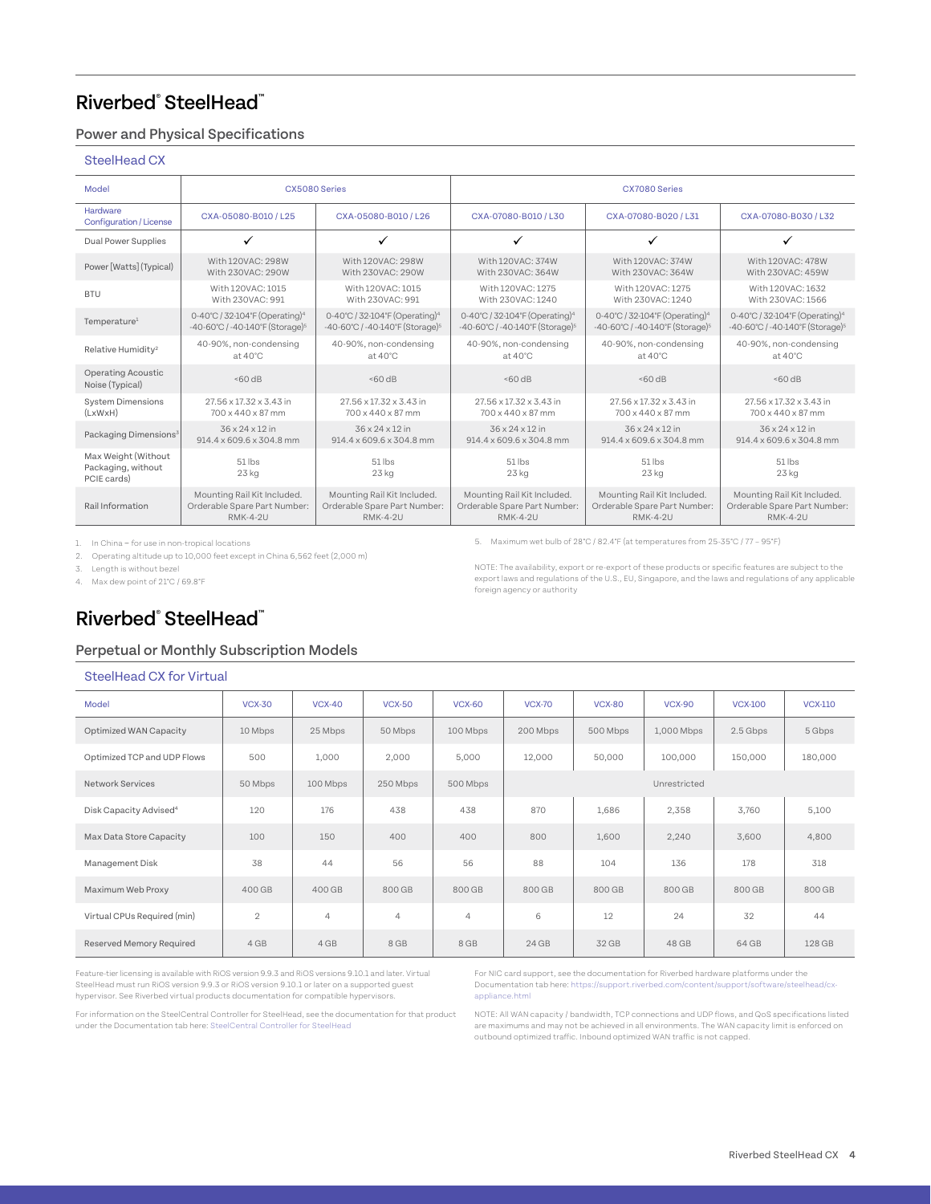# Riverbed® SteelHead™

## Power and Physical Specifications

### SteelHead CX

| Model | CX5080 Series | | CX7080 Series | | |
|---|---|---|---|---|---|
| Hardware Configuration / License | CXA-05080-B010 / L25 | CXA-05080-B010 / L26 | CXA-07080-B010 / L30 | CXA-07080-B020 / L31 | CXA-07080-B030 / L32 |
| Dual Power Supplies | ✓ | ✓ | ✓ | ✓ | ✓ |
| Power [Watts] (Typical) | With 120VAC: 298W<br>With 230VAC: 290W | With 120VAC: 298W<br>With 230VAC: 290W | With 120VAC: 374W<br>With 230VAC: 364W | With 120VAC: 374W<br>With 230VAC: 364W | With 120VAC: 478W<br>With 230VAC: 459W |
| BTU | With 120VAC: 1015<br>With 230VAC: 991 | With 120VAC: 1015<br>With 230VAC: 991 | With 120VAC: 1275<br>With 230VAC: 1240 | With 120VAC: 1275<br>With 230VAC: 1240 | With 120VAC: 1632<br>With 230VAC: 1566 |
| Temperature[1] | 0-40°C / 32-104°F (Operating)[4]<br>-40-60°C / -40-140°F (Storage)[5] | 0-40°C / 32-104°F (Operating)[4]<br>-40-60°C / -40-140°F (Storage)[5] | 0-40°C / 32-104°F (Operating)[4]<br>-40-60°C / -40-140°F (Storage)[5] | 0-40°C / 32-104°F (Operating)[4]<br>-40-60°C / -40-140°F (Storage)[5] | 0-40°C / 32-104°F (Operating)[4]<br>-40-60°C / -40-140°F (Storage)[5] |
| Relative Humidity[2] | 40-90%, non-condensing at 40°C | 40-90%, non-condensing at 40°C | 40-90%, non-condensing at 40°C | 40-90%, non-condensing at 40°C | 40-90%, non-condensing at 40°C |
| Operating Acoustic Noise (Typical) | <60 dB | <60 dB | <60 dB | <60 dB | <60 dB |
| System Dimensions (LxWxH) | 27.56 x 17.32 x 3.43 in<br>700 x 440 x 87 mm | 27.56 x 17.32 x 3.43 in<br>700 x 440 x 87 mm | 27.56 x 17.32 x 3.43 in<br>700 x 440 x 87 mm | 27.56 x 17.32 x 3.43 in<br>700 x 440 x 87 mm | 27.56 x 17.32 x 3.43 in<br>700 x 440 x 87 mm |
| Packaging Dimensions[3] | 36 x 24 x 12 in<br>914.4 x 609.6 x 304.8 mm | 36 x 24 x 12 in<br>914.4 x 609.6 x 304.8 mm | 36 x 24 x 12 in<br>914.4 x 609.6 x 304.8 mm | 36 x 24 x 12 in<br>914.4 x 609.6 x 304.8 mm | 36 x 24 x 12 in<br>914.4 x 609.6 x 304.8 mm |
| Max Weight (Without Packaging, without PCIE cards) | 51 lbs<br>23 kg | 51 lbs<br>23 kg | 51 lbs<br>23 kg | 51 lbs<br>23 kg | 51 lbs<br>23 kg |
| Rail Information | Mounting Rail Kit Included. Orderable Spare Part Number: RMK-4-2U | Mounting Rail Kit Included. Orderable Spare Part Number: RMK-4-2U | Mounting Rail Kit Included. Orderable Spare Part Number: RMK-4-2U | Mounting Rail Kit Included. Orderable Spare Part Number: RMK-4-2U | Mounting Rail Kit Included. Orderable Spare Part Number: RMK-4-2U |

1. In China – for use in non-tropical locations
2. Operating altitude up to 10,000 feet except in China 6,562 feet (2,000 m)
3. Length is without bezel
4. Max dew point of 21°C / 69.8°F
5. Maximum wet bulb of 28°C / 82.4°F (at temperatures from 25-35°C / 77 – 95°F)

NOTE: The availability, export or re-export of these products or specific features are subject to the export laws and regulations of the U.S., EU, Singapore, and the laws and regulations of any applicable foreign agency or authority

# Riverbed® SteelHead™

## Perpetual or Monthly Subscription Models

### SteelHead CX for Virtual

| Model | VCX-30 | VCX-40 | VCX-50 | VCX-60 | VCX-70 | VCX-80 | VCX-90 | VCX-100 | VCX-110 |
|---|---|---|---|---|---|---|---|---|---|
| Optimized WAN Capacity | 10 Mbps | 25 Mbps | 50 Mbps | 100 Mbps | 200 Mbps | 500 Mbps | 1,000 Mbps | 2.5 Gbps | 5 Gbps |
| Optimized TCP and UDP Flows | 500 | 1,000 | 2,000 | 5,000 | 12,000 | 50,000 | 100,000 | 150,000 | 180,000 |
| Network Services | 50 Mbps | 100 Mbps | 250 Mbps | 500 Mbps | Unrestricted | | | | |
| Disk Capacity Advised[4] | 120 | 176 | 438 | 438 | 870 | 1,686 | 2,358 | 3,760 | 5,100 |
| Max Data Store Capacity | 100 | 150 | 400 | 400 | 800 | 1,600 | 2,240 | 3,600 | 4,800 |
| Management Disk | 38 | 44 | 56 | 56 | 88 | 104 | 136 | 178 | 318 |
| Maximum Web Proxy | 400 GB | 400 GB | 800 GB | 800 GB | 800 GB | 800 GB | 800 GB | 800 GB | 800 GB |
| Virtual CPUs Required (min) | 2 | 4 | 4 | 4 | 6 | 12 | 24 | 32 | 44 |
| Reserved Memory Required | 4 GB | 4 GB | 8 GB | 8 GB | 24 GB | 32 GB | 48 GB | 64 GB | 128 GB |

Feature-tier licensing is available with RiOS version 9.9.3 and RiOS versions 9.10.1 and later. Virtual SteelHead must run RiOS version 9.9.3 or RiOS version 9.10.1 or later on a supported guest hypervisor. See Riverbed virtual products documentation for compatible hypervisors.

For information on the SteelCentral Controller for SteelHead, see the documentation for that product under the Documentation tab here: SteelCentral Controller for SteelHead

For NIC card support, see the documentation for Riverbed hardware platforms under the Documentation tab here: https://support.riverbed.com/content/support/software/steelhead/cx-appliance.html

NOTE: All WAN capacity / bandwidth, TCP connections and UDP flows, and QoS specifications listed are maximums and may not be achieved in all environments. The WAN capacity limit is enforced on outbound optimized traffic. Inbound optimized WAN traffic is not capped.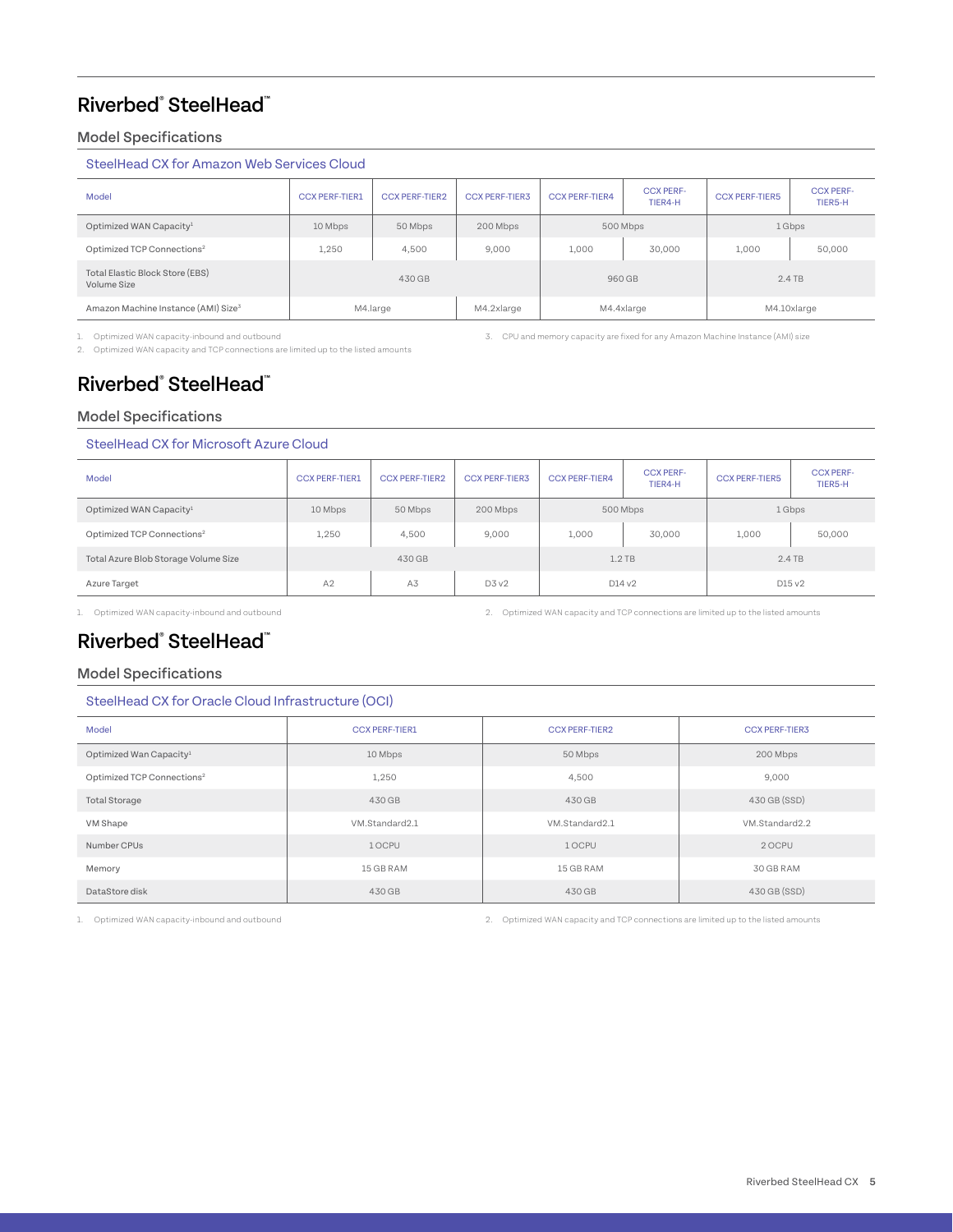# Riverbed® SteelHead™

## Model Specifications

### SteelHead CX for Amazon Web Services Cloud

| Model | CCX PERF-TIER1 | CCX PERF-TIER2 | CCX PERF-TIER3 | CCX PERF-TIER4 | CCX PERF-TIER4-H | CCX PERF-TIER5 | CCX PERF-TIER5-H |
|---|---|---|---|---|---|---|---|
| Optimized WAN Capacity[1] | 10 Mbps | 50 Mbps | 200 Mbps | 500 Mbps | | 1 Gbps | |
| Optimized TCP Connections[2] | 1,250 | 4,500 | 9,000 | 1,000 | 30,000 | 1,000 | 50,000 |
| Total Elastic Block Store (EBS) Volume Size | 430 GB | | | 960 GB | | 2.4 TB | |
| Amazon Machine Instance (AMI) Size[3] | M4.large | | M4.2xlarge | M4.4xlarge | | M4.10xlarge | |

1. Optimized WAN capacity-inbound and outbound
2. Optimized WAN capacity and TCP connections are limited up to the listed amounts
3. CPU and memory capacity are fixed for any Amazon Machine Instance (AMI) size

# Riverbed® SteelHead™

## Model Specifications

### SteelHead CX for Microsoft Azure Cloud

| Model | CCX PERF-TIER1 | CCX PERF-TIER2 | CCX PERF-TIER3 | CCX PERF-TIER4 | CCX PERF-TIER4-H | CCX PERF-TIER5 | CCX PERF-TIER5-H |
|---|---|---|---|---|---|---|---|
| Optimized WAN Capacity[1] | 10 Mbps | 50 Mbps | 200 Mbps | 500 Mbps | | 1 Gbps | |
| Optimized TCP Connections[2] | 1,250 | 4,500 | 9,000 | 1,000 | 30,000 | 1,000 | 50,000 |
| Total Azure Blob Storage Volume Size | 430 GB | | | 1.2 TB | | 2.4 TB | |
| Azure Target | A2 | A3 | D3 v2 | D14 v2 | | D15 v2 | |

1. Optimized WAN capacity-inbound and outbound
2. Optimized WAN capacity and TCP connections are limited up to the listed amounts

# Riverbed® SteelHead™

## Model Specifications

### SteelHead CX for Oracle Cloud Infrastructure (OCI)

| Model | CCX PERF-TIER1 | CCX PERF-TIER2 | CCX PERF-TIER3 |
|---|---|---|---|
| Optimized Wan Capacity[1] | 10 Mbps | 50 Mbps | 200 Mbps |
| Optimized TCP Connections[2] | 1,250 | 4,500 | 9,000 |
| Total Storage | 430 GB | 430 GB | 430 GB (SSD) |
| VM Shape | VM.Standard2.1 | VM.Standard2.1 | VM.Standard2.2 |
| Number CPUs | 1 OCPU | 1 OCPU | 2 OCPU |
| Memory | 15 GB RAM | 15 GB RAM | 30 GB RAM |
| DataStore disk | 430 GB | 430 GB | 430 GB (SSD) |

1. Optimized WAN capacity-inbound and outbound
2. Optimized WAN capacity and TCP connections are limited up to the listed amounts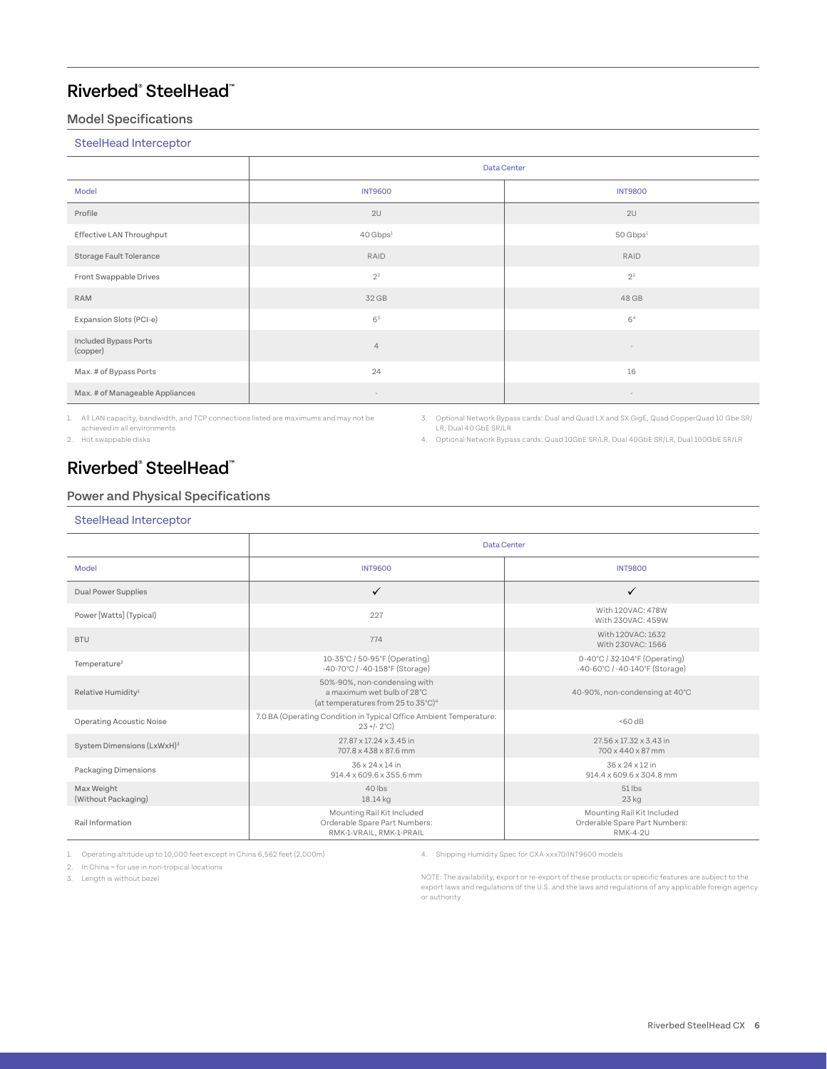## Riverbed® SteelHead™

### Model Specifications

#### SteelHead Interceptor

| | Data Center | |
|---|---|---|
| Model | INT9600 | INT9800 |
| Profile | 2U | 2U |
| Effective LAN Throughput | 40 Gbps[1] | 50 Gbps[1] |
| Storage Fault Tolerance | RAID | RAID |
| Front Swappable Drives | 2[2] | 2[2] |
| RAM | 32 GB | 48 GB |
| Expansion Slots (PCI-e) | 6[3] | 6[4] |
| Included Bypass Ports (copper) | 4 | - |
| Max. # of Bypass Ports | 24 | 16 |
| Max. # of Manageable Appliances | - | - |

1. All LAN capacity, bandwidth, and TCP connections listed are maximums and may not be achieved in all environments
2. Hot swappable disks
3. Optional Network Bypass cards: Dual and Quad LX and SX GigE, Quad CopperQuad 10 Gbe SR/LR, Dual 40 GbE SR/LR
4. Optional Network Bypass cards: Quad 10GbE SR/LR, Dual 40GbE SR/LR, Dual 100GbE SR/LR

## Riverbed® SteelHead™

### Power and Physical Specifications

#### SteelHead Interceptor

| | Data Center | |
|---|---|---|
| Model | INT9600 | INT9800 |
| Dual Power Supplies | ✓ | ✓ |
| Power [Watts] (Typical) | 227 | With 120VAC: 478W<br>With 230VAC: 459W |
| BTU | 774 | With 120VAC: 1632<br>With 230VAC: 1566 |
| Temperature[2] | 10-35°C / 50-95°F (Operating)<br>-40-70°C / -40-158°F (Storage) | 0-40°C / 32-104°F (Operating)<br>-40-60°C / -40-140°F (Storage) |
| Relative Humidity[1] | 50%-90%, non-condensing with a maximum wet bulb of 28°C (at temperatures from 25 to 35°C)[4] | 40-90%, non-condensing at 40°C |
| Operating Acoustic Noise | 7.0 BA (Operating Condition in Typical Office Ambient Temperature: 23 +/- 2°C) | <60 dB |
| System Dimensions (LxWxH)[3] | 27.87 x 17.24 x 3.45 in<br>707.8 x 438 x 87.6 mm | 27.56 x 17.32 x 3.43 in<br>700 x 440 x 87 mm |
| Packaging Dimensions | 36 x 24 x 14 in<br>914.4 x 609.6 x 355.6 mm | 36 x 24 x 12 in<br>914.4 x 609.6 x 304.8 mm |
| Max Weight (Without Packaging) | 40 lbs<br>18.14 kg | 51 lbs<br>23 kg |
| Rail Information | Mounting Rail Kit Included<br>Orderable Spare Part Numbers:<br>RMK-1-VRAIL, RMK-1-PRAIL | Mounting Rail Kit Included<br>Orderable Spare Part Numbers:<br>RMK-4-2U |

1. Operating altitude up to 10,000 feet except in China 6,562 feet (2,000m)
2. In China – for use in non-tropical locations
3. Length is without bezel
4. Shipping Humidity Spec for CXA-xxx70/INT9600 models

NOTE: The availability, export or re-export of these products or specific features are subject to the export laws and regulations of the U.S. and the laws and regulations of any applicable foreign agency or authority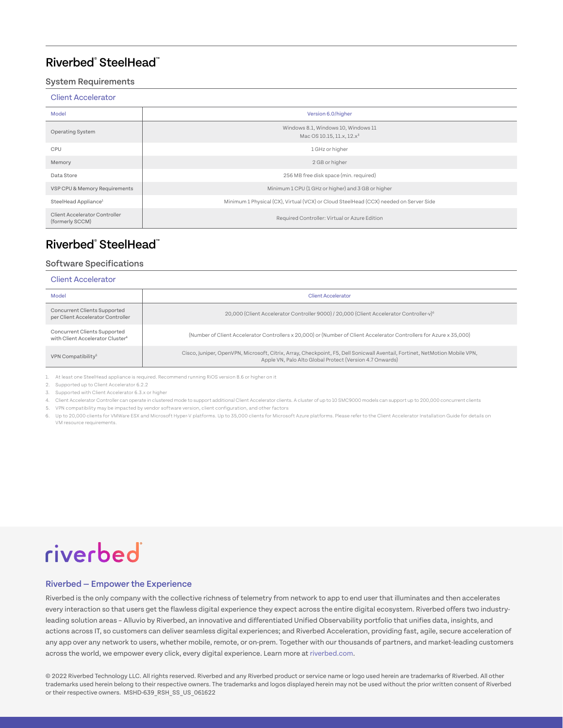# Riverbed® SteelHead™

## System Requirements

### Client Accelerator

| Model | Version 6.0/higher |
|---|---|
| Operating System | Windows 8.1, Windows 10, Windows 11<br>Mac OS 10.15, 11.x, 12.x[3] |
| CPU | 1 GHz or higher |
| Memory | 2 GB or higher |
| Data Store | 256 MB free disk space (min. required) |
| VSP CPU & Memory Requirements | Minimum 1 CPU (1 GHz or higher) and 3 GB or higher |
| SteelHead Appliance[1] | Minimum 1 Physical (CX), Virtual (VCX) or Cloud SteelHead (CCX) needed on Server Side |
| Client Accelerator Controller (formerly SCCM) | Required Controller: Virtual or Azure Edition |

# Riverbed® SteelHead™

## Software Specifications

### Client Accelerator

| Model | Client Accelerator |
|---|---|
| Concurrent Clients Supported per Client Accelerator Controller | 20,000 (Client Accelerator Controller 9000) / 20,000 (Client Accelerator Controller-v)[6] |
| Concurrent Clients Supported with Client Accelerator Cluster[4] | (Number of Client Accelerator Controllers x 20,000) or (Number of Client Accelerator Controllers for Azure x 35,000) |
| VPN Compatibility[5] | Cisco, Juniper, OpenVPN, Microsoft, Citrix, Array, Checkpoint, F5, Dell Sonicwall Aventail, Fortinet, NetMotion Mobile VPN, Apple VN, Palo Alto Global Protect (Version 4.7 Onwards) |

1. At least one SteelHead appliance is required. Recommend running RiOS version 8.6 or higher on it
2. Supported up to Client Accelerator 6.2.2
3. Supported with Client Accelerator 6.3.x or higher
4. Client Accelerator Controller can operate in clustered mode to support additional Client Accelerator clients. A cluster of up to 10 SMC9000 models can support up to 200,000 concurrent clients
5. VPN compatibility may be impacted by vendor software version, client configuration, and other factors
6. Up to 20,000 clients for VMWare ESX and Microsoft Hyper-V platforms. Up to 35,000 clients for Microsoft Azure platforms. Please refer to the Client Accelerator Installation Guide for details on VM resource requirements.

riverbed®

## Riverbed — Empower the Experience

Riverbed is the only company with the collective richness of telemetry from network to app to end user that illuminates and then accelerates every interaction so that users get the flawless digital experience they expect across the entire digital ecosystem. Riverbed offers two industry-leading solution areas – Alluvio by Riverbed, an innovative and differentiated Unified Observability portfolio that unifies data, insights, and actions across IT, so customers can deliver seamless digital experiences; and Riverbed Acceleration, providing fast, agile, secure acceleration of any app over any network to users, whether mobile, remote, or on-prem. Together with our thousands of partners, and market-leading customers across the world, we empower every click, every digital experience. Learn more at riverbed.com.

© 2022 Riverbed Technology LLC. All rights reserved. Riverbed and any Riverbed product or service name or logo used herein are trademarks of Riverbed. All other trademarks used herein belong to their respective owners. The trademarks and logos displayed herein may not be used without the prior written consent of Riverbed or their respective owners. MSHD-639_RSH_SS_US_061622